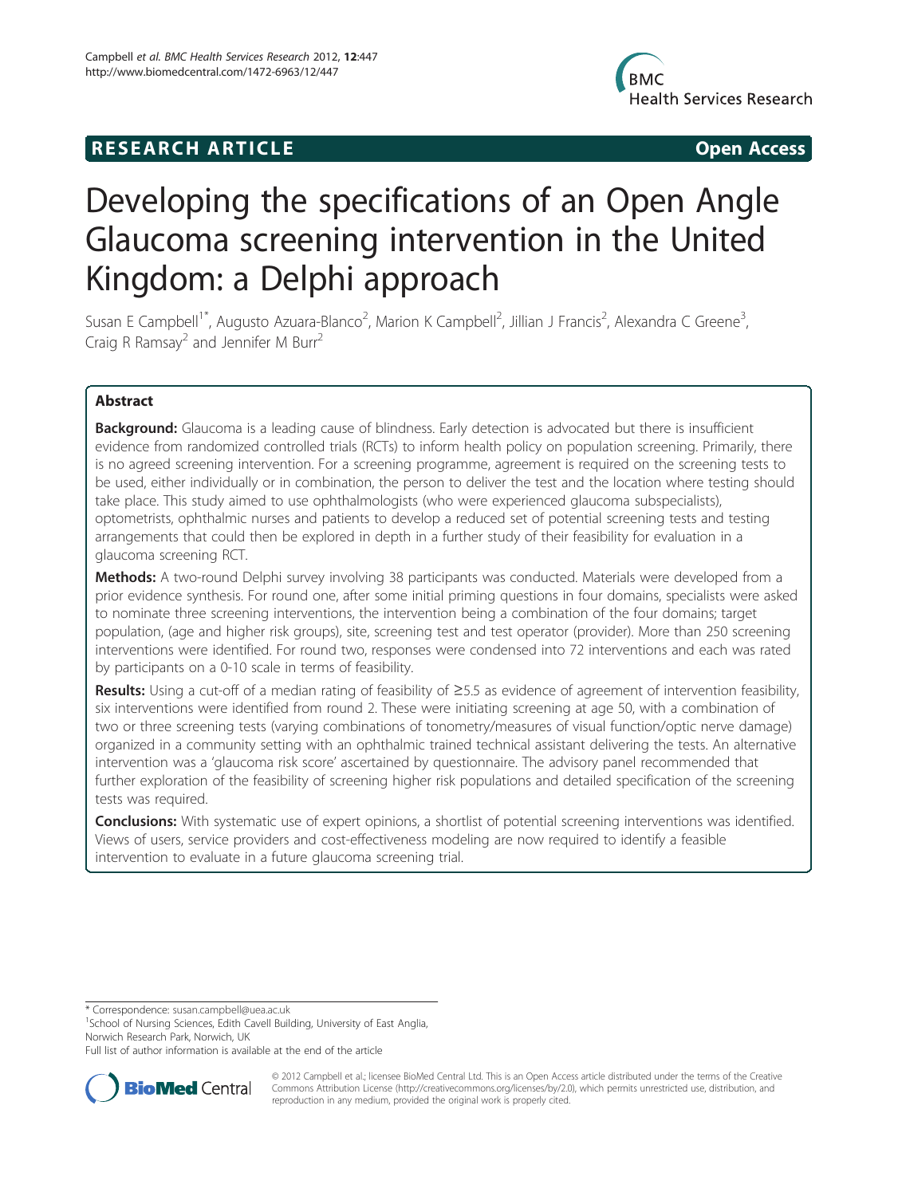**RESEARCH ARTICLE** **Open Access**

# Developing the specifications of an Open Angle Glaucoma screening intervention in the United Kingdom: a Delphi approach

Susan E Campbell[1*], Augusto Azuara-Blanco[2], Marion K Campbell[2], Jillian J Francis[2], Alexandra C Greene[3], Craig R Ramsay[2] and Jennifer M Burr[2]

## Abstract

**Background:** Glaucoma is a leading cause of blindness. Early detection is advocated but there is insufficient evidence from randomized controlled trials (RCTs) to inform health policy on population screening. Primarily, there is no agreed screening intervention. For a screening programme, agreement is required on the screening tests to be used, either individually or in combination, the person to deliver the test and the location where testing should take place. This study aimed to use ophthalmologists (who were experienced glaucoma subspecialists), optometrists, ophthalmic nurses and patients to develop a reduced set of potential screening tests and testing arrangements that could then be explored in depth in a further study of their feasibility for evaluation in a glaucoma screening RCT.

**Methods:** A two-round Delphi survey involving 38 participants was conducted. Materials were developed from a prior evidence synthesis. For round one, after some initial priming questions in four domains, specialists were asked to nominate three screening interventions, the intervention being a combination of the four domains; target population, (age and higher risk groups), site, screening test and test operator (provider). More than 250 screening interventions were identified. For round two, responses were condensed into 72 interventions and each was rated by participants on a 0-10 scale in terms of feasibility.

**Results:** Using a cut-off of a median rating of feasibility of ≥5.5 as evidence of agreement of intervention feasibility, six interventions were identified from round 2. These were initiating screening at age 50, with a combination of two or three screening tests (varying combinations of tonometry/measures of visual function/optic nerve damage) organized in a community setting with an ophthalmic trained technical assistant delivering the tests. An alternative intervention was a 'glaucoma risk score' ascertained by questionnaire. The advisory panel recommended that further exploration of the feasibility of screening higher risk populations and detailed specification of the screening tests was required.

**Conclusions:** With systematic use of expert opinions, a shortlist of potential screening interventions was identified. Views of users, service providers and cost-effectiveness modeling are now required to identify a feasible intervention to evaluate in a future glaucoma screening trial.

\* Correspondence: susan.campbell@uea.ac.uk
[1]School of Nursing Sciences, Edith Cavell Building, University of East Anglia, Norwich Research Park, Norwich, UK
Full list of author information is available at the end of the article

© 2012 Campbell et al.; licensee BioMed Central Ltd. This is an Open Access article distributed under the terms of the Creative Commons Attribution License (http://creativecommons.org/licenses/by/2.0), which permits unrestricted use, distribution, and reproduction in any medium, provided the original work is properly cited.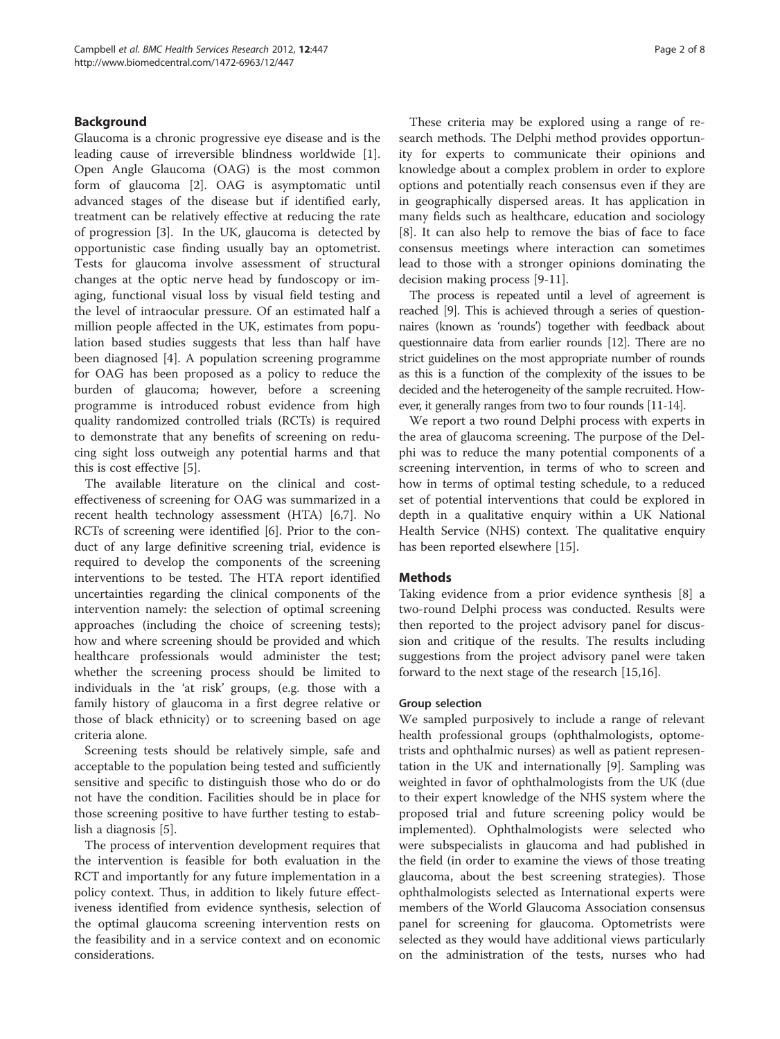## Background

Glaucoma is a chronic progressive eye disease and is the leading cause of irreversible blindness worldwide [1]. Open Angle Glaucoma (OAG) is the most common form of glaucoma [2]. OAG is asymptomatic until advanced stages of the disease but if identified early, treatment can be relatively effective at reducing the rate of progression [3]. In the UK, glaucoma is detected by opportunistic case finding usually bay an optometrist. Tests for glaucoma involve assessment of structural changes at the optic nerve head by fundoscopy or imaging, functional visual loss by visual field testing and the level of intraocular pressure. Of an estimated half a million people affected in the UK, estimates from population based studies suggests that less than half have been diagnosed [4]. A population screening programme for OAG has been proposed as a policy to reduce the burden of glaucoma; however, before a screening programme is introduced robust evidence from high quality randomized controlled trials (RCTs) is required to demonstrate that any benefits of screening on reducing sight loss outweigh any potential harms and that this is cost effective [5].

The available literature on the clinical and cost-effectiveness of screening for OAG was summarized in a recent health technology assessment (HTA) [6,7]. No RCTs of screening were identified [6]. Prior to the conduct of any large definitive screening trial, evidence is required to develop the components of the screening interventions to be tested. The HTA report identified uncertainties regarding the clinical components of the intervention namely: the selection of optimal screening approaches (including the choice of screening tests); how and where screening should be provided and which healthcare professionals would administer the test; whether the screening process should be limited to individuals in the 'at risk' groups, (e.g. those with a family history of glaucoma in a first degree relative or those of black ethnicity) or to screening based on age criteria alone.

Screening tests should be relatively simple, safe and acceptable to the population being tested and sufficiently sensitive and specific to distinguish those who do or do not have the condition. Facilities should be in place for those screening positive to have further testing to establish a diagnosis [5].

The process of intervention development requires that the intervention is feasible for both evaluation in the RCT and importantly for any future implementation in a policy context. Thus, in addition to likely future effectiveness identified from evidence synthesis, selection of the optimal glaucoma screening intervention rests on the feasibility and in a service context and on economic considerations.

These criteria may be explored using a range of research methods. The Delphi method provides opportunity for experts to communicate their opinions and knowledge about a complex problem in order to explore options and potentially reach consensus even if they are in geographically dispersed areas. It has application in many fields such as healthcare, education and sociology [8]. It can also help to remove the bias of face to face consensus meetings where interaction can sometimes lead to those with a stronger opinions dominating the decision making process [9-11].

The process is repeated until a level of agreement is reached [9]. This is achieved through a series of questionnaires (known as 'rounds') together with feedback about questionnaire data from earlier rounds [12]. There are no strict guidelines on the most appropriate number of rounds as this is a function of the complexity of the issues to be decided and the heterogeneity of the sample recruited. However, it generally ranges from two to four rounds [11-14].

We report a two round Delphi process with experts in the area of glaucoma screening. The purpose of the Delphi was to reduce the many potential components of a screening intervention, in terms of who to screen and how in terms of optimal testing schedule, to a reduced set of potential interventions that could be explored in depth in a qualitative enquiry within a UK National Health Service (NHS) context. The qualitative enquiry has been reported elsewhere [15].

## Methods

Taking evidence from a prior evidence synthesis [8] a two-round Delphi process was conducted. Results were then reported to the project advisory panel for discussion and critique of the results. The results including suggestions from the project advisory panel were taken forward to the next stage of the research [15,16].

### Group selection

We sampled purposively to include a range of relevant health professional groups (ophthalmologists, optometrists and ophthalmic nurses) as well as patient representation in the UK and internationally [9]. Sampling was weighted in favor of ophthalmologists from the UK (due to their expert knowledge of the NHS system where the proposed trial and future screening policy would be implemented). Ophthalmologists were selected who were subspecialists in glaucoma and had published in the field (in order to examine the views of those treating glaucoma, about the best screening strategies). Those ophthalmologists selected as International experts were members of the World Glaucoma Association consensus panel for screening for glaucoma. Optometrists were selected as they would have additional views particularly on the administration of the tests, nurses who had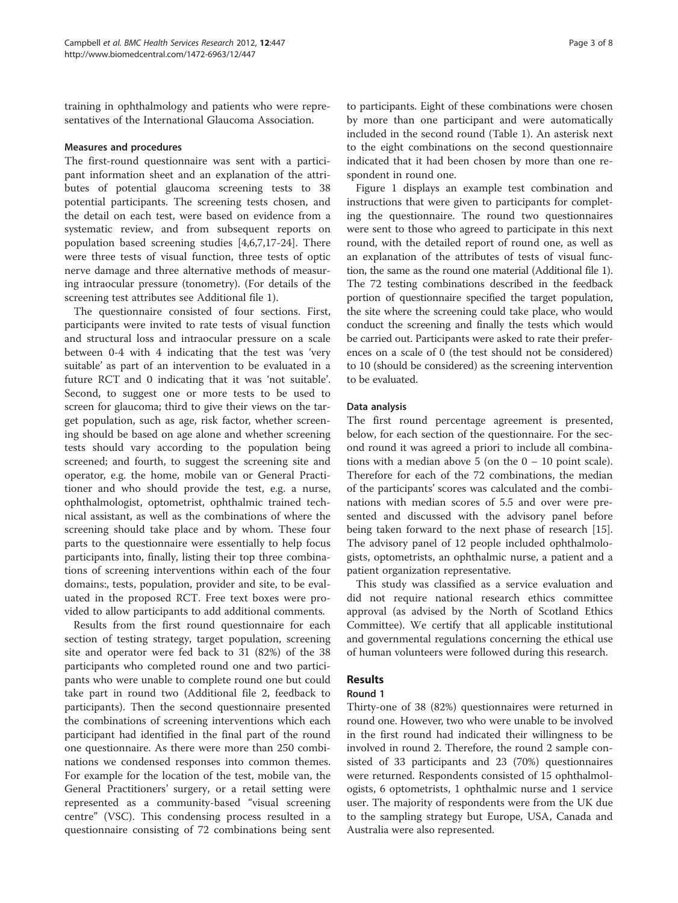training in ophthalmology and patients who were representatives of the International Glaucoma Association.

### Measures and procedures

The first-round questionnaire was sent with a participant information sheet and an explanation of the attributes of potential glaucoma screening tests to 38 potential participants. The screening tests chosen, and the detail on each test, were based on evidence from a systematic review, and from subsequent reports on population based screening studies [4,6,7,17-24]. There were three tests of visual function, three tests of optic nerve damage and three alternative methods of measuring intraocular pressure (tonometry). (For details of the screening test attributes see Additional file 1).

The questionnaire consisted of four sections. First, participants were invited to rate tests of visual function and structural loss and intraocular pressure on a scale between 0-4 with 4 indicating that the test was 'very suitable' as part of an intervention to be evaluated in a future RCT and 0 indicating that it was 'not suitable'. Second, to suggest one or more tests to be used to screen for glaucoma; third to give their views on the target population, such as age, risk factor, whether screening should be based on age alone and whether screening tests should vary according to the population being screened; and fourth, to suggest the screening site and operator, e.g. the home, mobile van or General Practitioner and who should provide the test, e.g. a nurse, ophthalmologist, optometrist, ophthalmic trained technical assistant, as well as the combinations of where the screening should take place and by whom. These four parts to the questionnaire were essentially to help focus participants into, finally, listing their top three combinations of screening interventions within each of the four domains:, tests, population, provider and site, to be evaluated in the proposed RCT. Free text boxes were provided to allow participants to add additional comments.

Results from the first round questionnaire for each section of testing strategy, target population, screening site and operator were fed back to 31 (82%) of the 38 participants who completed round one and two participants who were unable to complete round one but could take part in round two (Additional file 2, feedback to participants). Then the second questionnaire presented the combinations of screening interventions which each participant had identified in the final part of the round one questionnaire. As there were more than 250 combinations we condensed responses into common themes. For example for the location of the test, mobile van, the General Practitioners' surgery, or a retail setting were represented as a community-based "visual screening centre" (VSC). This condensing process resulted in a questionnaire consisting of 72 combinations being sent to participants. Eight of these combinations were chosen by more than one participant and were automatically included in the second round (Table 1). An asterisk next to the eight combinations on the second questionnaire indicated that it had been chosen by more than one respondent in round one.

Figure 1 displays an example test combination and instructions that were given to participants for completing the questionnaire. The round two questionnaires were sent to those who agreed to participate in this next round, with the detailed report of round one, as well as an explanation of the attributes of tests of visual function, the same as the round one material (Additional file 1). The 72 testing combinations described in the feedback portion of questionnaire specified the target population, the site where the screening could take place, who would conduct the screening and finally the tests which would be carried out. Participants were asked to rate their preferences on a scale of 0 (the test should not be considered) to 10 (should be considered) as the screening intervention to be evaluated.

### Data analysis

The first round percentage agreement is presented, below, for each section of the questionnaire. For the second round it was agreed a priori to include all combinations with a median above 5 (on the 0 – 10 point scale). Therefore for each of the 72 combinations, the median of the participants' scores was calculated and the combinations with median scores of 5.5 and over were presented and discussed with the advisory panel before being taken forward to the next phase of research [15]. The advisory panel of 12 people included ophthalmologists, optometrists, an ophthalmic nurse, a patient and a patient organization representative.

This study was classified as a service evaluation and did not require national research ethics committee approval (as advised by the North of Scotland Ethics Committee). We certify that all applicable institutional and governmental regulations concerning the ethical use of human volunteers were followed during this research.

## Results

### Round 1

Thirty-one of 38 (82%) questionnaires were returned in round one. However, two who were unable to be involved in the first round had indicated their willingness to be involved in round 2. Therefore, the round 2 sample consisted of 33 participants and 23 (70%) questionnaires were returned. Respondents consisted of 15 ophthalmologists, 6 optometrists, 1 ophthalmic nurse and 1 service user. The majority of respondents were from the UK due to the sampling strategy but Europe, USA, Canada and Australia were also represented.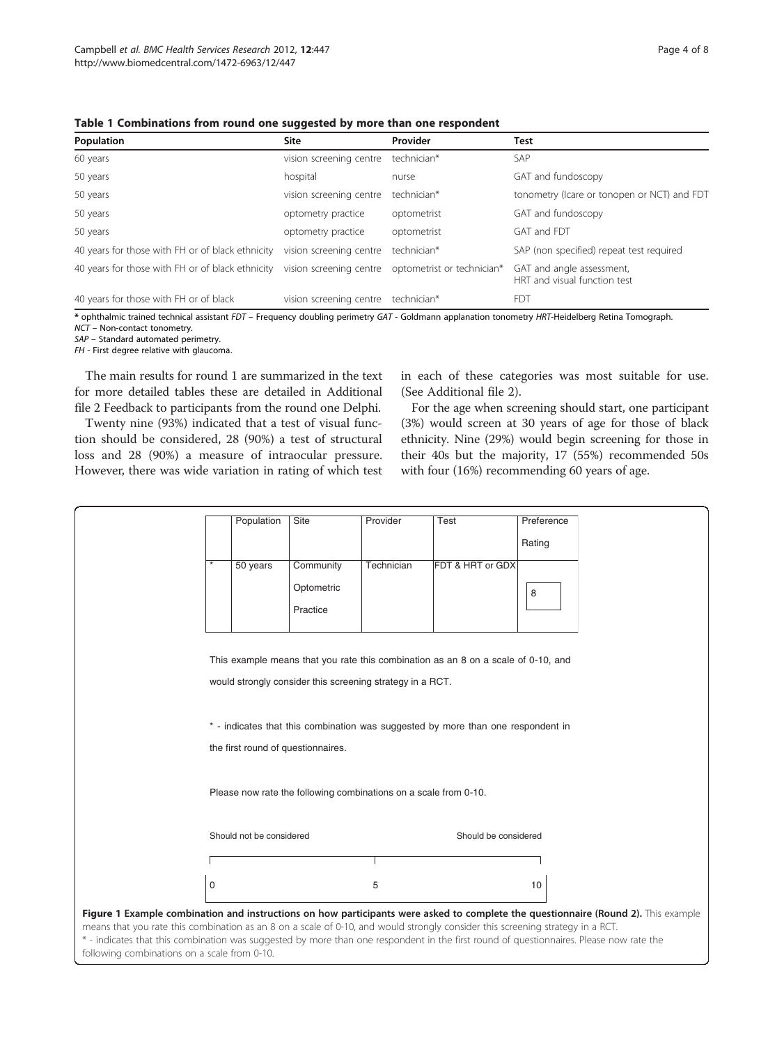**Table 1 Combinations from round one suggested by more than one respondent**

| Population | Site | Provider | Test |
|---|---|---|---|
| 60 years | vision screening centre | technician* | SAP |
| 50 years | hospital | nurse | GAT and fundoscopy |
| 50 years | vision screening centre | technician* | tonometry (Icare or tonopen or NCT) and FDT |
| 50 years | optometry practice | optometrist | GAT and fundoscopy |
| 50 years | optometry practice | optometrist | GAT and FDT |
| 40 years for those with FH or of black ethnicity | vision screening centre | technician* | SAP (non specified) repeat test required |
| 40 years for those with FH or of black ethnicity | vision screening centre | optometrist or technician* | GAT and angle assessment, HRT and visual function test |
| 40 years for those with FH or of black | vision screening centre | technician* | FDT |

**\*** ophthalmic trained technical assistant *FDT* – Frequency doubling perimetry *GAT* - Goldmann applanation tonometry *HRT*-Heidelberg Retina Tomograph.
*NCT* – Non-contact tonometry.
*SAP* – Standard automated perimetry.
*FH* - First degree relative with glaucoma.

The main results for round 1 are summarized in the text for more detailed tables these are detailed in Additional file 2 Feedback to participants from the round one Delphi.

Twenty nine (93%) indicated that a test of visual function should be considered, 28 (90%) a test of structural loss and 28 (90%) a measure of intraocular pressure. However, there was wide variation in rating of which test in each of these categories was most suitable for use. (See Additional file 2).

For the age when screening should start, one participant (3%) would screen at 30 years of age for those of black ethnicity. Nine (29%) would begin screening for those in their 40s but the majority, 17 (55%) recommended 50s with four (16%) recommending 60 years of age.

| | Population | Site | Provider | Test | Preference Rating |
|---|---|---|---|---|---|
| * | 50 years | Community Optometric Practice | Technician | FDT & HRT or GDX | 8 |

This example means that you rate this combination as an 8 on a scale of 0-10, and would strongly consider this screening strategy in a RCT.

\* - indicates that this combination was suggested by more than one respondent in the first round of questionnaires.

Please now rate the following combinations on a scale from 0-10.

Should not be considered — 0 ... 5 ... 10 — Should be considered

**Figure 1 Example combination and instructions on how participants were asked to complete the questionnaire (Round 2).** This example means that you rate this combination as an 8 on a scale of 0-10, and would strongly consider this screening strategy in a RCT. * - indicates that this combination was suggested by more than one respondent in the first round of questionnaires. Please now rate the following combinations on a scale from 0-10.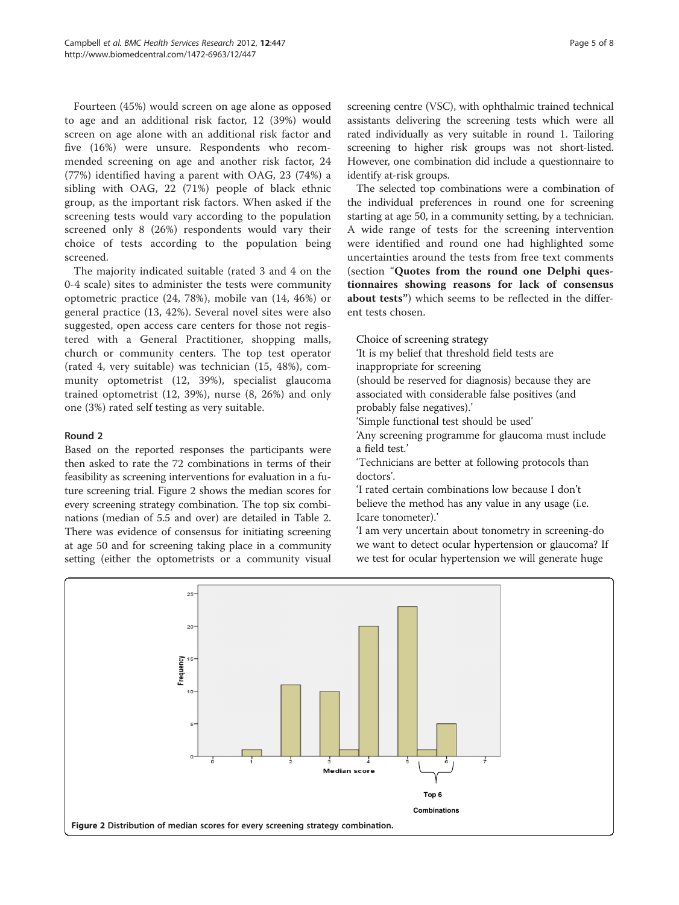Fourteen (45%) would screen on age alone as opposed to age and an additional risk factor, 12 (39%) would screen on age alone with an additional risk factor and five (16%) were unsure. Respondents who recommended screening on age and another risk factor, 24 (77%) identified having a parent with OAG, 23 (74%) a sibling with OAG, 22 (71%) people of black ethnic group, as the important risk factors. When asked if the screening tests would vary according to the population screened only 8 (26%) respondents would vary their choice of tests according to the population being screened.

The majority indicated suitable (rated 3 and 4 on the 0-4 scale) sites to administer the tests were community optometric practice (24, 78%), mobile van (14, 46%) or general practice (13, 42%). Several novel sites were also suggested, open access care centers for those not registered with a General Practitioner, shopping malls, church or community centers. The top test operator (rated 4, very suitable) was technician (15, 48%), community optometrist (12, 39%), specialist glaucoma trained optometrist (12, 39%), nurse (8, 26%) and only one (3%) rated self testing as very suitable.

### Round 2

Based on the reported responses the participants were then asked to rate the 72 combinations in terms of their feasibility as screening interventions for evaluation in a future screening trial. Figure 2 shows the median scores for every screening strategy combination. The top six combinations (median of 5.5 and over) are detailed in Table 2. There was evidence of consensus for initiating screening at age 50 and for screening taking place in a community setting (either the optometrists or a community visual screening centre (VSC), with ophthalmic trained technical assistants delivering the screening tests which were all rated individually as very suitable in round 1. Tailoring screening to higher risk groups was not short-listed. However, one combination did include a questionnaire to identify at-risk groups.

The selected top combinations were a combination of the individual preferences in round one for screening starting at age 50, in a community setting, by a technician. A wide range of tests for the screening intervention were identified and round one had highlighted some uncertainties around the tests from free text comments (section "**Quotes from the round one Delphi questionnaires showing reasons for lack of consensus about tests**") which seems to be reflected in the different tests chosen.

Choice of screening strategy

'It is my belief that threshold field tests are inappropriate for screening (should be reserved for diagnosis) because they are associated with considerable false positives (and probably false negatives).'

'Simple functional test should be used'

'Any screening programme for glaucoma must include a field test.'

'Technicians are better at following protocols than doctors'.

'I rated certain combinations low because I don't believe the method has any value in any usage (i.e. Icare tonometer).'

'I am very uncertain about tonometry in screening-do we want to detect ocular hypertension or glaucoma? If we test for ocular hypertension we will generate huge

**Figure 2** Distribution of median scores for every screening strategy combination.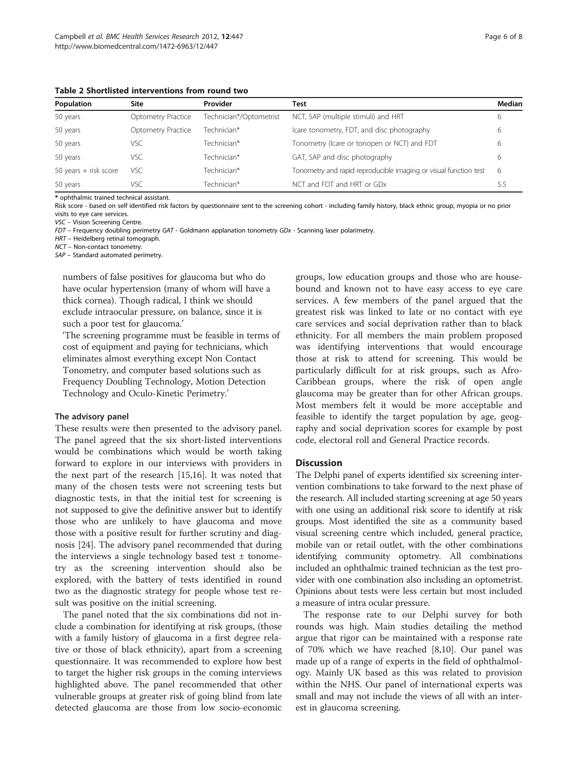**Table 2 Shortlisted interventions from round two**

| Population | Site | Provider | Test | Median |
|---|---|---|---|---|
| 50 years | Optometry Practice | Technician*/Optometrist | NCT, SAP (multiple stimuli) and HRT | 6 |
| 50 years | Optometry Practice | Technician* | Icare tonometry, FDT, and disc photography | 6 |
| 50 years | VSC | Technician* | Tonometry (Icare or tonopen or NCT) and FDT | 6 |
| 50 years | VSC | Technician* | GAT, SAP and disc photography | 6 |
| 50 years + risk score | VSC | Technician* | Tonometry and rapid reproducible imaging or visual function test | 6 |
| 50 years | VSC | Technician* | NCT and FDT and HRT or GDx | 5.5 |

* ophthalmic trained technical assistant.
Risk score - based on self identified risk factors by questionnaire sent to the screening cohort - including family history, black ethnic group, myopia or no prior visits to eye care services.
VSC – Vision Screening Centre.
FDT – Frequency doubling perimetry GAT - Goldmann applanation tonometry GDx - Scanning laser polarimetry.
HRT – Heidelberg retinal tomograph.
NCT – Non-contact tonometry.
SAP – Standard automated perimetry.

numbers of false positives for glaucoma but who do have ocular hypertension (many of whom will have a thick cornea). Though radical, I think we should exclude intraocular pressure, on balance, since it is such a poor test for glaucoma.'

'The screening programme must be feasible in terms of cost of equipment and paying for technicians, which eliminates almost everything except Non Contact Tonometry, and computer based solutions such as Frequency Doubling Technology, Motion Detection Technology and Oculo-Kinetic Perimetry.'

#### The advisory panel

These results were then presented to the advisory panel. The panel agreed that the six short-listed interventions would be combinations which would be worth taking forward to explore in our interviews with providers in the next part of the research [15,16]. It was noted that many of the chosen tests were not screening tests but diagnostic tests, in that the initial test for screening is not supposed to give the definitive answer but to identify those who are unlikely to have glaucoma and move those with a positive result for further scrutiny and diagnosis [24]. The advisory panel recommended that during the interviews a single technology based test ± tonometry as the screening intervention should also be explored, with the battery of tests identified in round two as the diagnostic strategy for people whose test result was positive on the initial screening.

The panel noted that the six combinations did not include a combination for identifying at risk groups, (those with a family history of glaucoma in a first degree relative or those of black ethnicity), apart from a screening questionnaire. It was recommended to explore how best to target the higher risk groups in the coming interviews highlighted above. The panel recommended that other vulnerable groups at greater risk of going blind from late detected glaucoma are those from low socio-economic groups, low education groups and those who are housebound and known not to have easy access to eye care services. A few members of the panel argued that the greatest risk was linked to late or no contact with eye care services and social deprivation rather than to black ethnicity. For all members the main problem proposed was identifying interventions that would encourage those at risk to attend for screening. This would be particularly difficult for at risk groups, such as Afro-Caribbean groups, where the risk of open angle glaucoma may be greater than for other African groups. Most members felt it would be more acceptable and feasible to identify the target population by age, geography and social deprivation scores for example by post code, electoral roll and General Practice records.

## Discussion

The Delphi panel of experts identified six screening intervention combinations to take forward to the next phase of the research. All included starting screening at age 50 years with one using an additional risk score to identify at risk groups. Most identified the site as a community based visual screening centre which included, general practice, mobile van or retail outlet, with the other combinations identifying community optometry. All combinations included an ophthalmic trained technician as the test provider with one combination also including an optometrist. Opinions about tests were less certain but most included a measure of intra ocular pressure.

The response rate to our Delphi survey for both rounds was high. Main studies detailing the method argue that rigor can be maintained with a response rate of 70% which we have reached [8,10]. Our panel was made up of a range of experts in the field of ophthalmology. Mainly UK based as this was related to provision within the NHS. Our panel of international experts was small and may not include the views of all with an interest in glaucoma screening.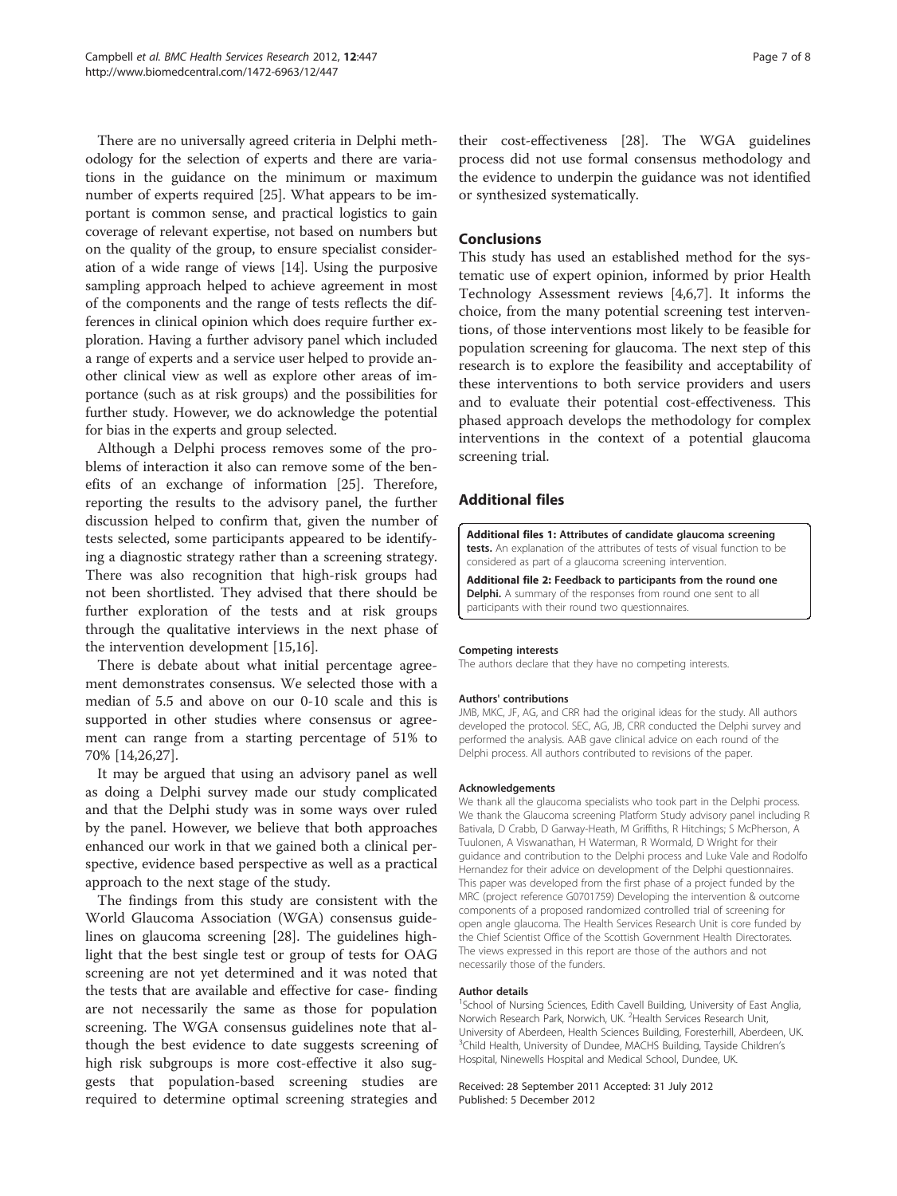There are no universally agreed criteria in Delphi methodology for the selection of experts and there are variations in the guidance on the minimum or maximum number of experts required [25]. What appears to be important is common sense, and practical logistics to gain coverage of relevant expertise, not based on numbers but on the quality of the group, to ensure specialist consideration of a wide range of views [14]. Using the purposive sampling approach helped to achieve agreement in most of the components and the range of tests reflects the differences in clinical opinion which does require further exploration. Having a further advisory panel which included a range of experts and a service user helped to provide another clinical view as well as explore other areas of importance (such as at risk groups) and the possibilities for further study. However, we do acknowledge the potential for bias in the experts and group selected.

Although a Delphi process removes some of the problems of interaction it also can remove some of the benefits of an exchange of information [25]. Therefore, reporting the results to the advisory panel, the further discussion helped to confirm that, given the number of tests selected, some participants appeared to be identifying a diagnostic strategy rather than a screening strategy. There was also recognition that high-risk groups had not been shortlisted. They advised that there should be further exploration of the tests and at risk groups through the qualitative interviews in the next phase of the intervention development [15,16].

There is debate about what initial percentage agreement demonstrates consensus. We selected those with a median of 5.5 and above on our 0-10 scale and this is supported in other studies where consensus or agreement can range from a starting percentage of 51% to 70% [14,26,27].

It may be argued that using an advisory panel as well as doing a Delphi survey made our study complicated and that the Delphi study was in some ways over ruled by the panel. However, we believe that both approaches enhanced our work in that we gained both a clinical perspective, evidence based perspective as well as a practical approach to the next stage of the study.

The findings from this study are consistent with the World Glaucoma Association (WGA) consensus guidelines on glaucoma screening [28]. The guidelines highlight that the best single test or group of tests for OAG screening are not yet determined and it was noted that the tests that are available and effective for case- finding are not necessarily the same as those for population screening. The WGA consensus guidelines note that although the best evidence to date suggests screening of high risk subgroups is more cost-effective it also suggests that population-based screening studies are required to determine optimal screening strategies and their cost-effectiveness [28]. The WGA guidelines process did not use formal consensus methodology and the evidence to underpin the guidance was not identified or synthesized systematically.

## Conclusions

This study has used an established method for the systematic use of expert opinion, informed by prior Health Technology Assessment reviews [4,6,7]. It informs the choice, from the many potential screening test interventions, of those interventions most likely to be feasible for population screening for glaucoma. The next step of this research is to explore the feasibility and acceptability of these interventions to both service providers and users and to evaluate their potential cost-effectiveness. This phased approach develops the methodology for complex interventions in the context of a potential glaucoma screening trial.

## Additional files

**Additional files 1: Attributes of candidate glaucoma screening tests.** An explanation of the attributes of tests of visual function to be considered as part of a glaucoma screening intervention.

**Additional file 2: Feedback to participants from the round one Delphi.** A summary of the responses from round one sent to all participants with their round two questionnaires.

#### Competing interests

The authors declare that they have no competing interests.

#### Authors' contributions

JMB, MKC, JF, AG, and CRR had the original ideas for the study. All authors developed the protocol. SEC, AG, JB, CRR conducted the Delphi survey and performed the analysis. AAB gave clinical advice on each round of the Delphi process. All authors contributed to revisions of the paper.

#### Acknowledgements

We thank all the glaucoma specialists who took part in the Delphi process. We thank the Glaucoma screening Platform Study advisory panel including R Bativala, D Crabb, D Garway-Heath, M Griffiths, R Hitchings; S McPherson, A Tuulonen, A Viswanathan, H Waterman, R Wormald, D Wright for their guidance and contribution to the Delphi process and Luke Vale and Rodolfo Hernandez for their advice on development of the Delphi questionnaires. This paper was developed from the first phase of a project funded by the MRC (project reference G0701759) Developing the intervention & outcome components of a proposed randomized controlled trial of screening for open angle glaucoma. The Health Services Research Unit is core funded by the Chief Scientist Office of the Scottish Government Health Directorates. The views expressed in this report are those of the authors and not necessarily those of the funders.

#### Author details

[1]School of Nursing Sciences, Edith Cavell Building, University of East Anglia, Norwich Research Park, Norwich, UK. [2]Health Services Research Unit, University of Aberdeen, Health Sciences Building, Foresterhill, Aberdeen, UK. [3]Child Health, University of Dundee, MACHS Building, Tayside Children's Hospital, Ninewells Hospital and Medical School, Dundee, UK.

Received: 28 September 2011 Accepted: 31 July 2012
Published: 5 December 2012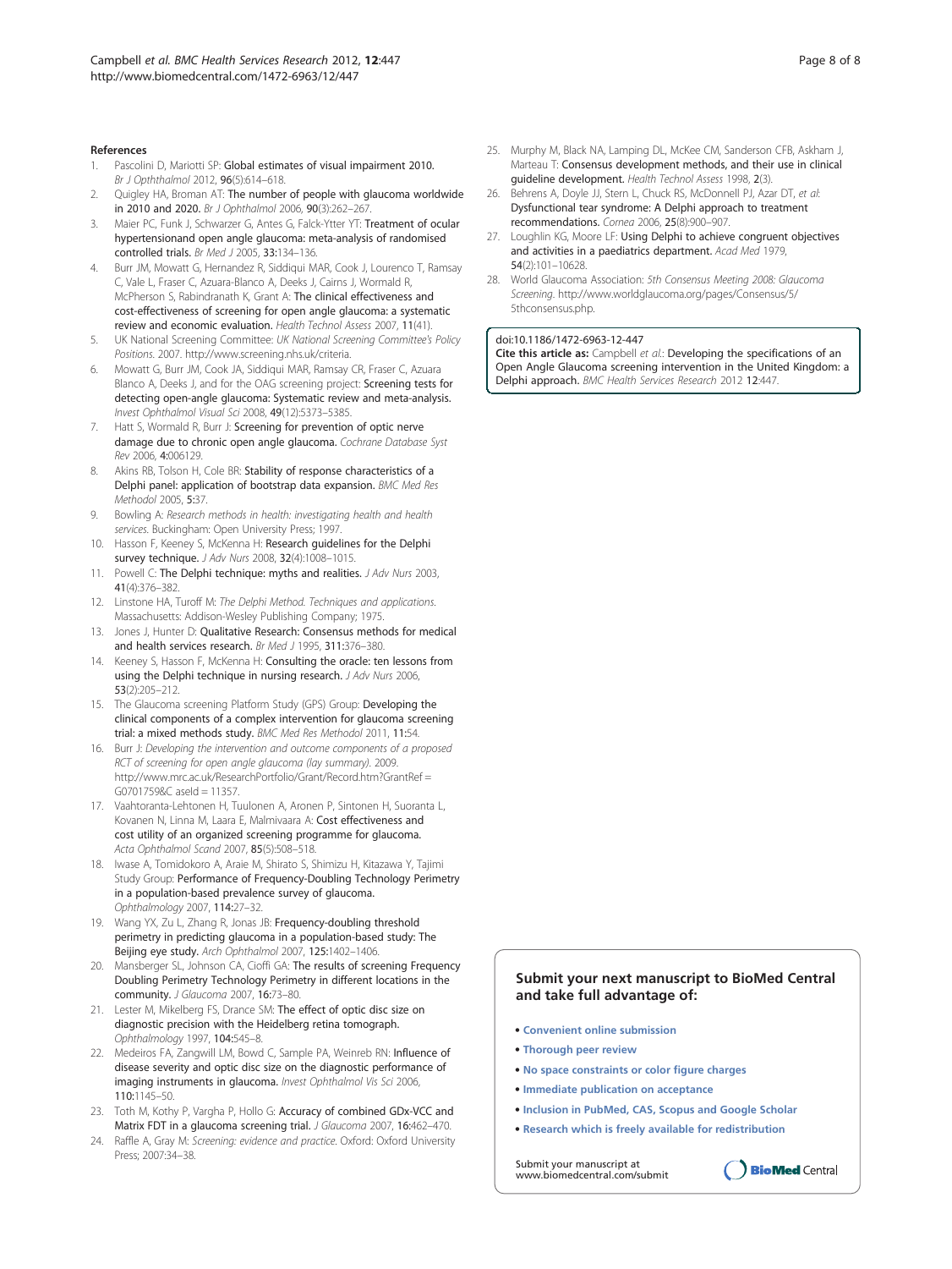## References

1. Pascolini D, Mariotti SP: **Global estimates of visual impairment 2010.** *Br J Opththalmol* 2012, **96**(5):614–618.
2. Quigley HA, Broman AT: **The number of people with glaucoma worldwide in 2010 and 2020.** *Br J Ophthalmol* 2006, **90**(3):262–267.
3. Maier PC, Funk J, Schwarzer G, Antes G, Falck-Ytter YT: **Treatment of ocular hypertensionand open angle glaucoma: meta-analysis of randomised controlled trials.** *Br Med J* 2005, **33**:134–136.
4. Burr JM, Mowatt G, Hernandez R, Siddiqui MAR, Cook J, Lourenco T, Ramsay C, Vale L, Fraser C, Azuara-Blanco A, Deeks J, Cairns J, Wormald R, McPherson S, Rabindranath K, Grant A: **The clinical effectiveness and cost-effectiveness of screening for open angle glaucoma: a systematic review and economic evaluation.** *Health Technol Assess* 2007, **11**(41).
5. UK National Screening Committee: *UK National Screening Committee's Policy Positions.* 2007. http://www.screening.nhs.uk/criteria.
6. Mowatt G, Burr JM, Cook JA, Siddiqui MAR, Ramsay CR, Fraser C, Azuara Blanco A, Deeks J, and for the OAG screening project: **Screening tests for detecting open-angle glaucoma: Systematic review and meta-analysis.** *Invest Ophthalmol Visual Sci* 2008, **49**(12):5373–5385.
7. Hatt S, Wormald R, Burr J: **Screening for prevention of optic nerve damage due to chronic open angle glaucoma.** *Cochrane Database Syst Rev* 2006, **4**:006129.
8. Akins RB, Tolson H, Cole BR: **Stability of response characteristics of a Delphi panel: application of bootstrap data expansion.** *BMC Med Res Methodol* 2005, **5**:37.
9. Bowling A: *Research methods in health: investigating health and health services.* Buckingham: Open University Press; 1997.
10. Hasson F, Keeney S, McKenna H: **Research guidelines for the Delphi survey technique.** *J Adv Nurs* 2008, **32**(4):1008–1015.
11. Powell C: **The Delphi technique: myths and realities.** *J Adv Nurs* 2003, **41**(4):376–382.
12. Linstone HA, Turoff M: *The Delphi Method. Techniques and applications.* Massachusetts: Addison-Wesley Publishing Company; 1975.
13. Jones J, Hunter D: **Qualitative Research: Consensus methods for medical and health services research.** *Br Med J* 1995, **311**:376–380.
14. Keeney S, Hasson F, McKenna H: **Consulting the oracle: ten lessons from using the Delphi technique in nursing research.** *J Adv Nurs* 2006, **53**(2):205–212.
15. The Glaucoma screening Platform Study (GPS) Group: **Developing the clinical components of a complex intervention for glaucoma screening trial: a mixed methods study.** *BMC Med Res Methodol* 2011, **11**:54.
16. Burr J: *Developing the intervention and outcome components of a proposed RCT of screening for open angle glaucoma (lay summary).* 2009. http://www.mrc.ac.uk/ResearchPortfolio/Grant/Record.htm?GrantRef = G0701759&C aseId = 11357.
17. Vaahtoranta-Lehtonen H, Tuulonen A, Aronen P, Sintonen H, Suoranta L, Kovanen N, Linna M, Laara E, Malmivaara A: **Cost effectiveness and cost utility of an organized screening programme for glaucoma.** *Acta Ophthalmol Scand* 2007, **85**(5):508–518.
18. Iwase A, Tomidokoro A, Araie M, Shirato S, Shimizu H, Kitazawa Y, Tajimi Study Group: **Performance of Frequency-Doubling Technology Perimetry in a population-based prevalence survey of glaucoma.** *Ophthalmology* 2007, **114**:27–32.
19. Wang YX, Zu L, Zhang R, Jonas JB: **Frequency-doubling threshold perimetry in predicting glaucoma in a population-based study: The Beijing eye study.** *Arch Ophthalmol* 2007, **125**:1402–1406.
20. Mansberger SL, Johnson CA, Cioffi GA: **The results of screening Frequency Doubling Perimetry Technology Perimetry in different locations in the community.** *J Glaucoma* 2007, **16**:73–80.
21. Lester M, Mikelberg FS, Drance SM: **The effect of optic disc size on diagnostic precision with the Heidelberg retina tomograph.** *Ophthalmology* 1997, **104**:545–8.
22. Medeiros FA, Zangwill LM, Bowd C, Sample PA, Weinreb RN: **Influence of disease severity and optic disc size on the diagnostic performance of imaging instruments in glaucoma.** *Invest Ophthalmol Vis Sci* 2006, **110**:1145–50.
23. Toth M, Kothy P, Vargha P, Hollo G: **Accuracy of combined GDx-VCC and Matrix FDT in a glaucoma screening trial.** *J Glaucoma* 2007, **16**:462–470.
24. Raffle A, Gray M: *Screening: evidence and practice.* Oxford: Oxford University Press; 2007:34–38.
25. Murphy M, Black NA, Lamping DL, McKee CM, Sanderson CFB, Askham J, Marteau T: **Consensus development methods, and their use in clinical guideline development.** *Health Technol Assess* 1998, **2**(3).
26. Behrens A, Doyle JJ, Stern L, Chuck RS, McDonnell PJ, Azar DT, *et al*: **Dysfunctional tear syndrome: A Delphi approach to treatment recommendations.** *Cornea* 2006, **25**(8):900–907.
27. Loughlin KG, Moore LF: **Using Delphi to achieve congruent objectives and activities in a paediatrics department.** *Acad Med* 1979, **54**(2):101–10628.
28. World Glaucoma Association: *5th Consensus Meeting 2008: Glaucoma Screening.* http://www.worldglaucoma.org/pages/Consensus/5/5thconsensus.php.

doi:10.1186/1472-6963-12-447

**Cite this article as:** Campbell *et al.*: Developing the specifications of an Open Angle Glaucoma screening intervention in the United Kingdom: a Delphi approach. *BMC Health Services Research* 2012 **12**:447.

**Submit your next manuscript to BioMed Central and take full advantage of:**

- **Convenient online submission**
- **Thorough peer review**
- **No space constraints or color figure charges**
- **Immediate publication on acceptance**
- **Inclusion in PubMed, CAS, Scopus and Google Scholar**
- **Research which is freely available for redistribution**

Submit your manuscript at www.biomedcentral.com/submit

BioMed Central